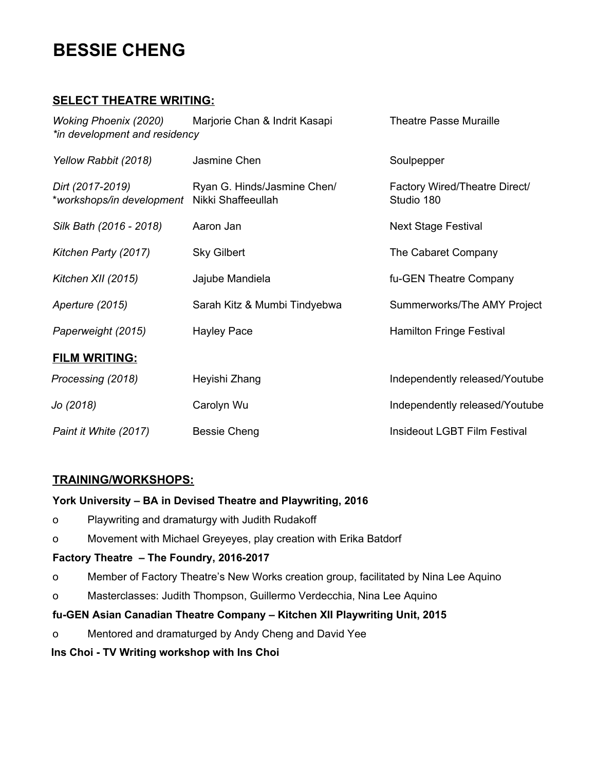# BESSIE CHENG

## SELECT THEATRE WRITING:

| | | |
|---|---|---|
| *Woking Phoenix (2020)* *\*in development and residency* | Marjorie Chan & Indrit Kasapi | Theatre Passe Muraille |
| *Yellow Rabbit (2018)* | Jasmine Chen | Soulpepper |
| *Dirt (2017-2019)* \**workshops/in development* | Ryan G. Hinds/Jasmine Chen/ Nikki Shaffeeullah | Factory Wired/Theatre Direct/ Studio 180 |
| *Silk Bath (2016 - 2018)* | Aaron Jan | Next Stage Festival |
| *Kitchen Party (2017)* | Sky Gilbert | The Cabaret Company |
| *Kitchen XII (2015)* | Jajube Mandiela | fu-GEN Theatre Company |
| *Aperture (2015)* | Sarah Kitz & Mumbi Tindyebwa | Summerworks/The AMY Project |
| *Paperweight (2015)* | Hayley Pace | Hamilton Fringe Festival |

## FILM WRITING:

| | | |
|---|---|---|
| *Processing (2018)* | Heyishi Zhang | Independently released/Youtube |
| *Jo (2018)* | Carolyn Wu | Independently released/Youtube |
| *Paint it White (2017)* | Bessie Cheng | Insideout LGBT Film Festival |

## TRAINING/WORKSHOPS:

**York University – BA in Devised Theatre and Playwriting, 2016**

- Playwriting and dramaturgy with Judith Rudakoff
- Movement with Michael Greyeyes, play creation with Erika Batdorf

**Factory Theatre – The Foundry, 2016-2017**

- Member of Factory Theatre's New Works creation group, facilitated by Nina Lee Aquino
- Masterclasses: Judith Thompson, Guillermo Verdecchia, Nina Lee Aquino

**fu-GEN Asian Canadian Theatre Company – Kitchen XII Playwriting Unit, 2015**

- Mentored and dramaturged by Andy Cheng and David Yee

**Ins Choi - TV Writing workshop with Ins Choi**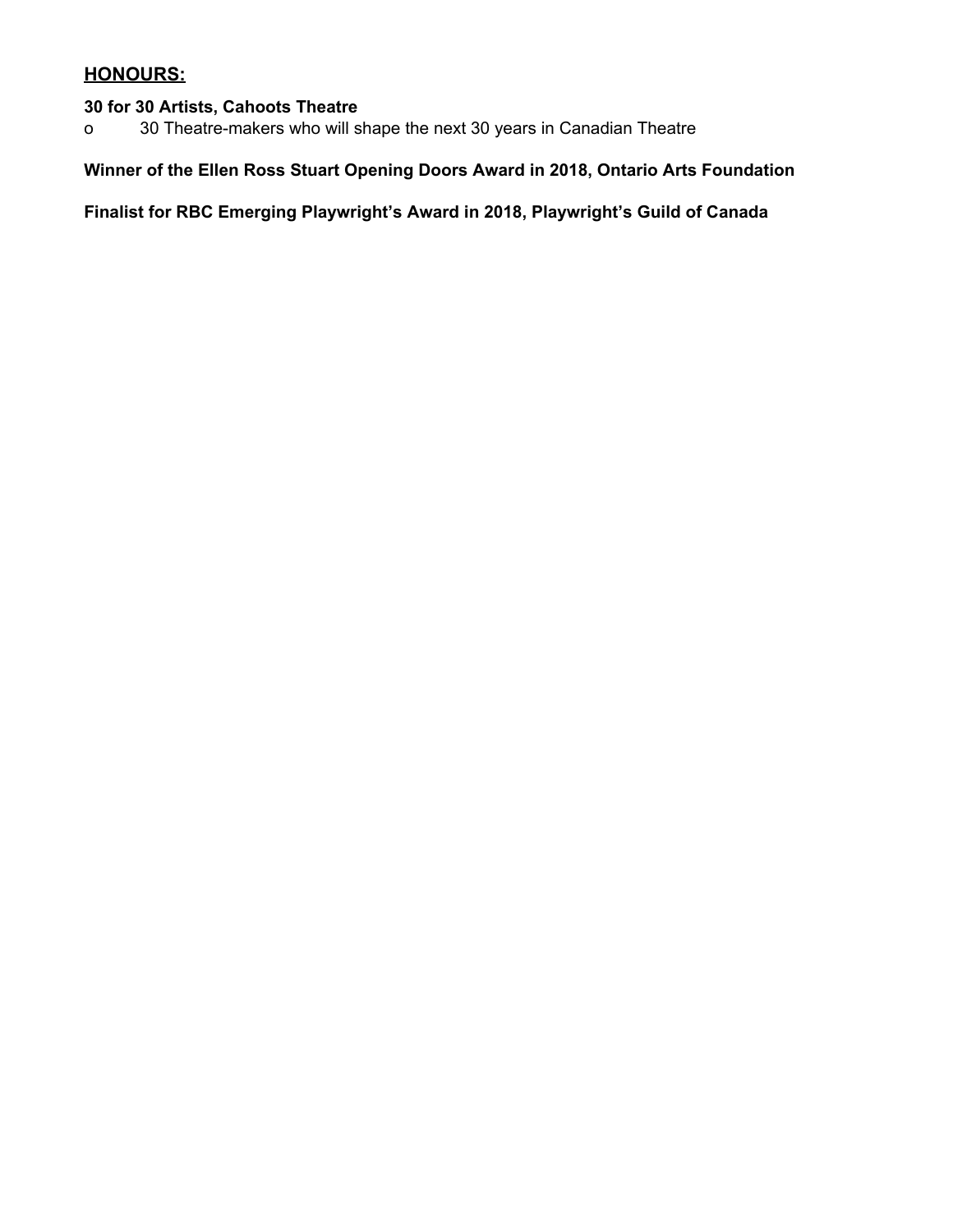## HONOURS:

**30 for 30 Artists, Cahoots Theatre**

- 30 Theatre-makers who will shape the next 30 years in Canadian Theatre

**Winner of the Ellen Ross Stuart Opening Doors Award in 2018, Ontario Arts Foundation**

**Finalist for RBC Emerging Playwright's Award in 2018, Playwright's Guild of Canada**